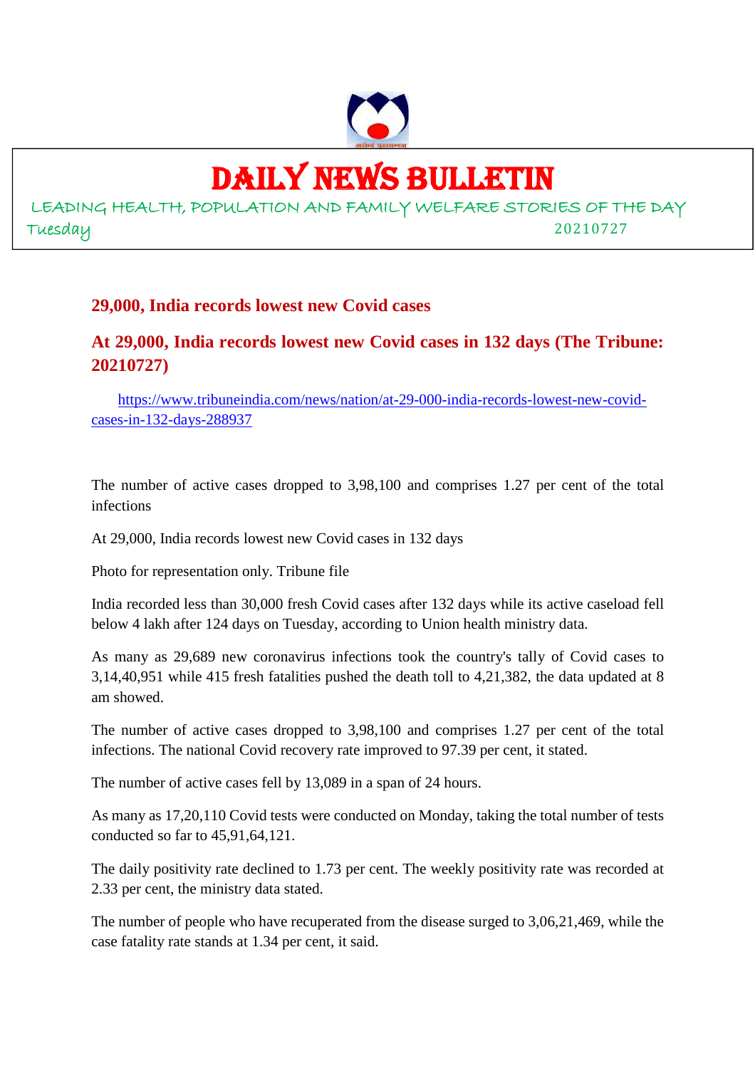# DAILY NEWS BULLETIN

LEADING HEALTH, POPULATION AND FAMILY WELFARE STORIES OF THE DAY

Tuesday 20210727

## 29,000, India records lowest new Covid cases

## At 29,000, India records lowest new Covid cases in 132 days (The Tribune: 20210727)

https://www.tribuneindia.com/news/nation/at-29-000-india-records-lowest-new-covid-cases-in-132-days-288937

The number of active cases dropped to 3,98,100 and comprises 1.27 per cent of the total infections

At 29,000, India records lowest new Covid cases in 132 days

Photo for representation only. Tribune file

India recorded less than 30,000 fresh Covid cases after 132 days while its active caseload fell below 4 lakh after 124 days on Tuesday, according to Union health ministry data.

As many as 29,689 new coronavirus infections took the country's tally of Covid cases to 3,14,40,951 while 415 fresh fatalities pushed the death toll to 4,21,382, the data updated at 8 am showed.

The number of active cases dropped to 3,98,100 and comprises 1.27 per cent of the total infections. The national Covid recovery rate improved to 97.39 per cent, it stated.

The number of active cases fell by 13,089 in a span of 24 hours.

As many as 17,20,110 Covid tests were conducted on Monday, taking the total number of tests conducted so far to 45,91,64,121.

The daily positivity rate declined to 1.73 per cent. The weekly positivity rate was recorded at 2.33 per cent, the ministry data stated.

The number of people who have recuperated from the disease surged to 3,06,21,469, while the case fatality rate stands at 1.34 per cent, it said.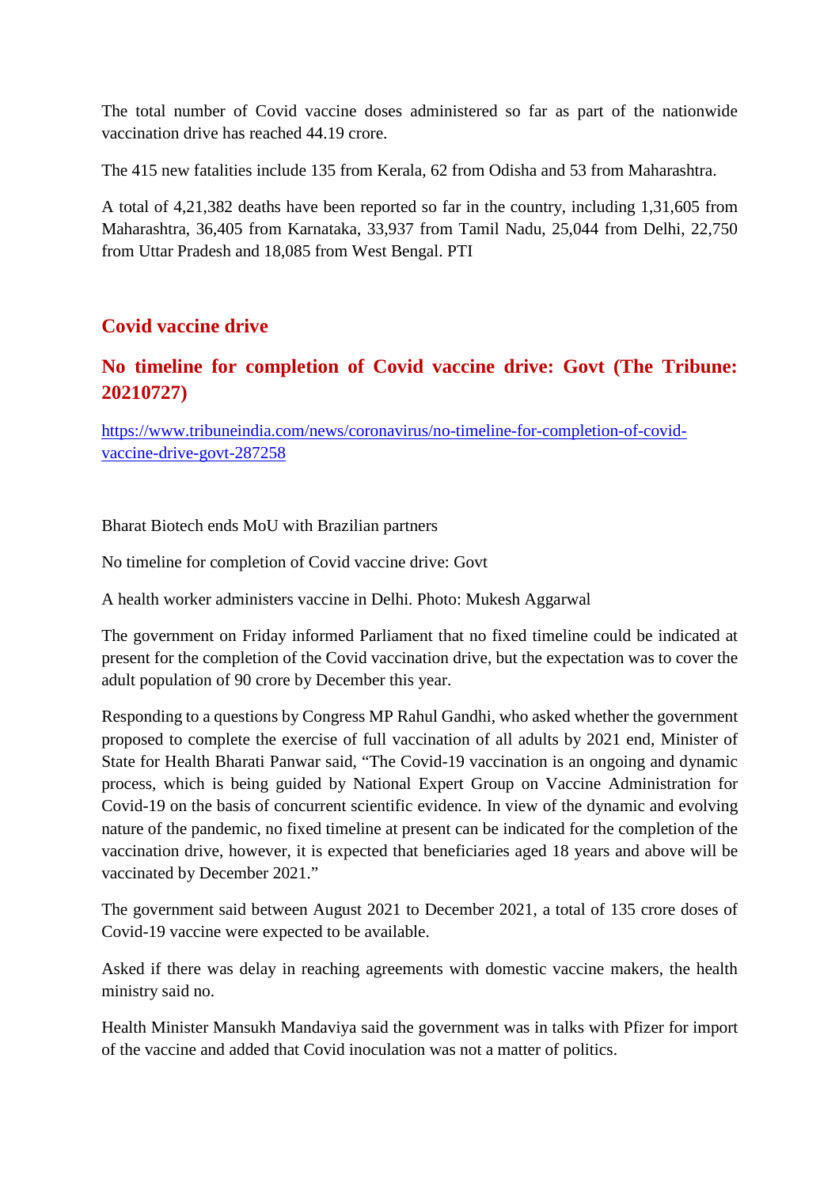The total number of Covid vaccine doses administered so far as part of the nationwide vaccination drive has reached 44.19 crore.

The 415 new fatalities include 135 from Kerala, 62 from Odisha and 53 from Maharashtra.

A total of 4,21,382 deaths have been reported so far in the country, including 1,31,605 from Maharashtra, 36,405 from Karnataka, 33,937 from Tamil Nadu, 25,044 from Delhi, 22,750 from Uttar Pradesh and 18,085 from West Bengal. PTI

## Covid vaccine drive

## No timeline for completion of Covid vaccine drive: Govt (The Tribune: 20210727)

https://www.tribuneindia.com/news/coronavirus/no-timeline-for-completion-of-covid-vaccine-drive-govt-287258

Bharat Biotech ends MoU with Brazilian partners

No timeline for completion of Covid vaccine drive: Govt

A health worker administers vaccine in Delhi. Photo: Mukesh Aggarwal

The government on Friday informed Parliament that no fixed timeline could be indicated at present for the completion of the Covid vaccination drive, but the expectation was to cover the adult population of 90 crore by December this year.

Responding to a questions by Congress MP Rahul Gandhi, who asked whether the government proposed to complete the exercise of full vaccination of all adults by 2021 end, Minister of State for Health Bharati Panwar said, "The Covid-19 vaccination is an ongoing and dynamic process, which is being guided by National Expert Group on Vaccine Administration for Covid-19 on the basis of concurrent scientific evidence. In view of the dynamic and evolving nature of the pandemic, no fixed timeline at present can be indicated for the completion of the vaccination drive, however, it is expected that beneficiaries aged 18 years and above will be vaccinated by December 2021."

The government said between August 2021 to December 2021, a total of 135 crore doses of Covid-19 vaccine were expected to be available.

Asked if there was delay in reaching agreements with domestic vaccine makers, the health ministry said no.

Health Minister Mansukh Mandaviya said the government was in talks with Pfizer for import of the vaccine and added that Covid inoculation was not a matter of politics.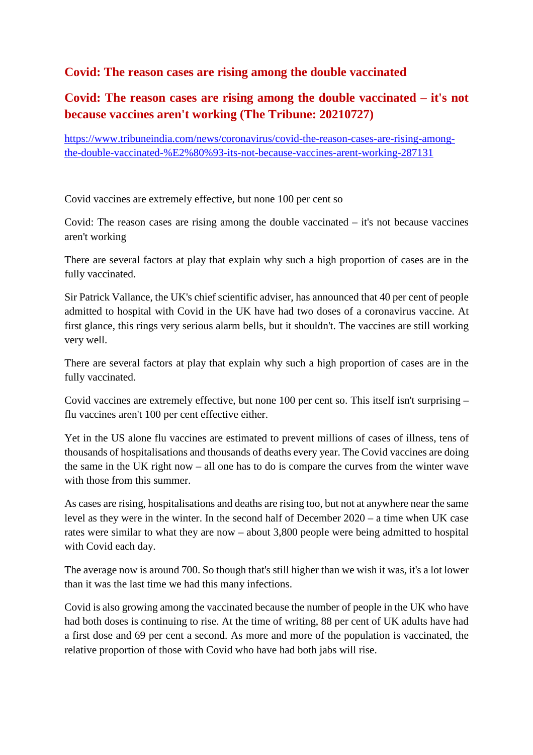## Covid: The reason cases are rising among the double vaccinated

## Covid: The reason cases are rising among the double vaccinated – it's not because vaccines aren't working (The Tribune: 20210727)

https://www.tribuneindia.com/news/coronavirus/covid-the-reason-cases-are-rising-among-the-double-vaccinated-%E2%80%93-its-not-because-vaccines-arent-working-287131

Covid vaccines are extremely effective, but none 100 per cent so

Covid: The reason cases are rising among the double vaccinated – it's not because vaccines aren't working

There are several factors at play that explain why such a high proportion of cases are in the fully vaccinated.

Sir Patrick Vallance, the UK's chief scientific adviser, has announced that 40 per cent of people admitted to hospital with Covid in the UK have had two doses of a coronavirus vaccine. At first glance, this rings very serious alarm bells, but it shouldn't. The vaccines are still working very well.

There are several factors at play that explain why such a high proportion of cases are in the fully vaccinated.

Covid vaccines are extremely effective, but none 100 per cent so. This itself isn't surprising – flu vaccines aren't 100 per cent effective either.

Yet in the US alone flu vaccines are estimated to prevent millions of cases of illness, tens of thousands of hospitalisations and thousands of deaths every year. The Covid vaccines are doing the same in the UK right now – all one has to do is compare the curves from the winter wave with those from this summer.

As cases are rising, hospitalisations and deaths are rising too, but not at anywhere near the same level as they were in the winter. In the second half of December 2020 – a time when UK case rates were similar to what they are now – about 3,800 people were being admitted to hospital with Covid each day.

The average now is around 700. So though that's still higher than we wish it was, it's a lot lower than it was the last time we had this many infections.

Covid is also growing among the vaccinated because the number of people in the UK who have had both doses is continuing to rise. At the time of writing, 88 per cent of UK adults have had a first dose and 69 per cent a second. As more and more of the population is vaccinated, the relative proportion of those with Covid who have had both jabs will rise.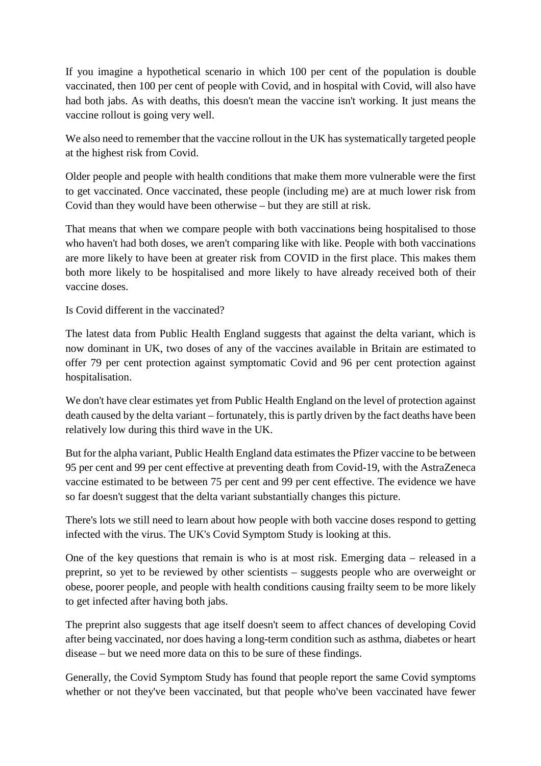If you imagine a hypothetical scenario in which 100 per cent of the population is double vaccinated, then 100 per cent of people with Covid, and in hospital with Covid, will also have had both jabs. As with deaths, this doesn't mean the vaccine isn't working. It just means the vaccine rollout is going very well.

We also need to remember that the vaccine rollout in the UK has systematically targeted people at the highest risk from Covid.

Older people and people with health conditions that make them more vulnerable were the first to get vaccinated. Once vaccinated, these people (including me) are at much lower risk from Covid than they would have been otherwise – but they are still at risk.

That means that when we compare people with both vaccinations being hospitalised to those who haven't had both doses, we aren't comparing like with like. People with both vaccinations are more likely to have been at greater risk from COVID in the first place. This makes them both more likely to be hospitalised and more likely to have already received both of their vaccine doses.

## Is Covid different in the vaccinated?

The latest data from Public Health England suggests that against the delta variant, which is now dominant in UK, two doses of any of the vaccines available in Britain are estimated to offer 79 per cent protection against symptomatic Covid and 96 per cent protection against hospitalisation.

We don't have clear estimates yet from Public Health England on the level of protection against death caused by the delta variant – fortunately, this is partly driven by the fact deaths have been relatively low during this third wave in the UK.

But for the alpha variant, Public Health England data estimates the Pfizer vaccine to be between 95 per cent and 99 per cent effective at preventing death from Covid-19, with the AstraZeneca vaccine estimated to be between 75 per cent and 99 per cent effective. The evidence we have so far doesn't suggest that the delta variant substantially changes this picture.

There's lots we still need to learn about how people with both vaccine doses respond to getting infected with the virus. The UK's Covid Symptom Study is looking at this.

One of the key questions that remain is who is at most risk. Emerging data – released in a preprint, so yet to be reviewed by other scientists – suggests people who are overweight or obese, poorer people, and people with health conditions causing frailty seem to be more likely to get infected after having both jabs.

The preprint also suggests that age itself doesn't seem to affect chances of developing Covid after being vaccinated, nor does having a long-term condition such as asthma, diabetes or heart disease – but we need more data on this to be sure of these findings.

Generally, the Covid Symptom Study has found that people report the same Covid symptoms whether or not they've been vaccinated, but that people who've been vaccinated have fewer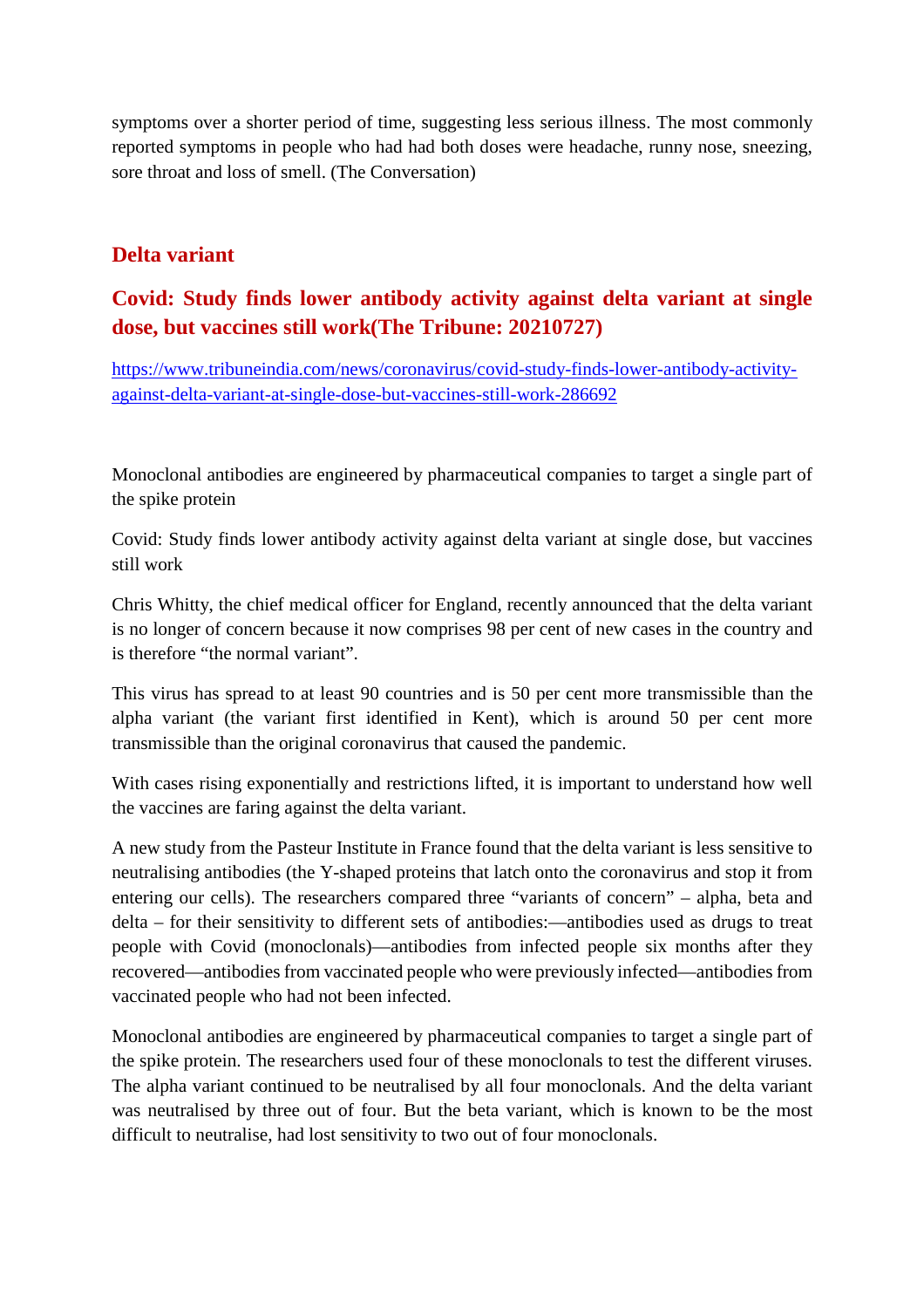symptoms over a shorter period of time, suggesting less serious illness. The most commonly reported symptoms in people who had had both doses were headache, runny nose, sneezing, sore throat and loss of smell. (The Conversation)

## Delta variant

### Covid: Study finds lower antibody activity against delta variant at single dose, but vaccines still work(The Tribune: 20210727)

https://www.tribuneindia.com/news/coronavirus/covid-study-finds-lower-antibody-activity-against-delta-variant-at-single-dose-but-vaccines-still-work-286692

Monoclonal antibodies are engineered by pharmaceutical companies to target a single part of the spike protein

Covid: Study finds lower antibody activity against delta variant at single dose, but vaccines still work

Chris Whitty, the chief medical officer for England, recently announced that the delta variant is no longer of concern because it now comprises 98 per cent of new cases in the country and is therefore "the normal variant".

This virus has spread to at least 90 countries and is 50 per cent more transmissible than the alpha variant (the variant first identified in Kent), which is around 50 per cent more transmissible than the original coronavirus that caused the pandemic.

With cases rising exponentially and restrictions lifted, it is important to understand how well the vaccines are faring against the delta variant.

A new study from the Pasteur Institute in France found that the delta variant is less sensitive to neutralising antibodies (the Y-shaped proteins that latch onto the coronavirus and stop it from entering our cells). The researchers compared three "variants of concern" – alpha, beta and delta – for their sensitivity to different sets of antibodies:—antibodies used as drugs to treat people with Covid (monoclonals)—antibodies from infected people six months after they recovered—antibodies from vaccinated people who were previously infected—antibodies from vaccinated people who had not been infected.

Monoclonal antibodies are engineered by pharmaceutical companies to target a single part of the spike protein. The researchers used four of these monoclonals to test the different viruses. The alpha variant continued to be neutralised by all four monoclonals. And the delta variant was neutralised by three out of four. But the beta variant, which is known to be the most difficult to neutralise, had lost sensitivity to two out of four monoclonals.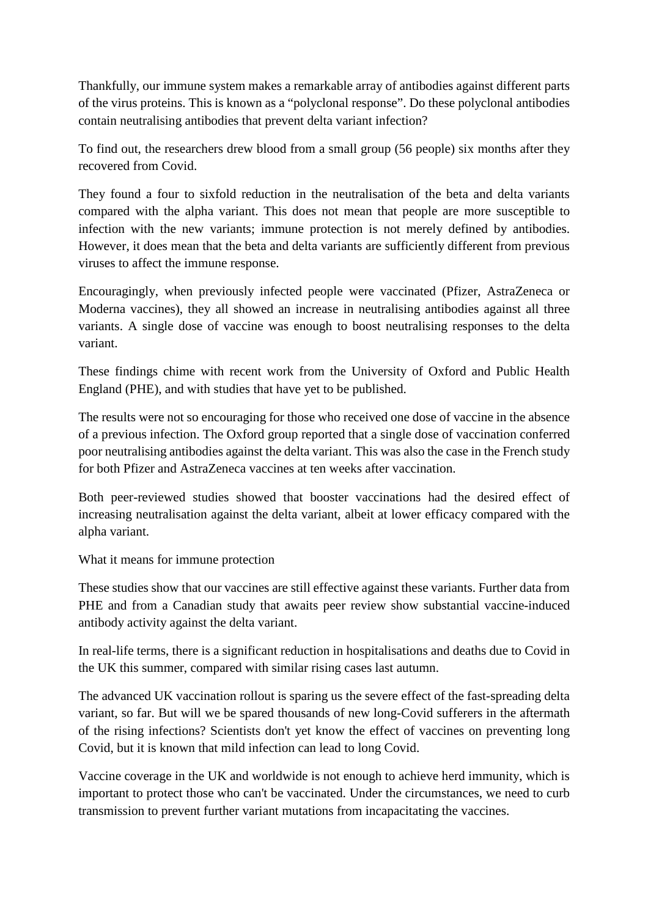Thankfully, our immune system makes a remarkable array of antibodies against different parts of the virus proteins. This is known as a “polyclonal response”. Do these polyclonal antibodies contain neutralising antibodies that prevent delta variant infection?

To find out, the researchers drew blood from a small group (56 people) six months after they recovered from Covid.

They found a four to sixfold reduction in the neutralisation of the beta and delta variants compared with the alpha variant. This does not mean that people are more susceptible to infection with the new variants; immune protection is not merely defined by antibodies. However, it does mean that the beta and delta variants are sufficiently different from previous viruses to affect the immune response.

Encouragingly, when previously infected people were vaccinated (Pfizer, AstraZeneca or Moderna vaccines), they all showed an increase in neutralising antibodies against all three variants. A single dose of vaccine was enough to boost neutralising responses to the delta variant.

These findings chime with recent work from the University of Oxford and Public Health England (PHE), and with studies that have yet to be published.

The results were not so encouraging for those who received one dose of vaccine in the absence of a previous infection. The Oxford group reported that a single dose of vaccination conferred poor neutralising antibodies against the delta variant. This was also the case in the French study for both Pfizer and AstraZeneca vaccines at ten weeks after vaccination.

Both peer-reviewed studies showed that booster vaccinations had the desired effect of increasing neutralisation against the delta variant, albeit at lower efficacy compared with the alpha variant.

## What it means for immune protection

These studies show that our vaccines are still effective against these variants. Further data from PHE and from a Canadian study that awaits peer review show substantial vaccine-induced antibody activity against the delta variant.

In real-life terms, there is a significant reduction in hospitalisations and deaths due to Covid in the UK this summer, compared with similar rising cases last autumn.

The advanced UK vaccination rollout is sparing us the severe effect of the fast-spreading delta variant, so far. But will we be spared thousands of new long-Covid sufferers in the aftermath of the rising infections? Scientists don't yet know the effect of vaccines on preventing long Covid, but it is known that mild infection can lead to long Covid.

Vaccine coverage in the UK and worldwide is not enough to achieve herd immunity, which is important to protect those who can't be vaccinated. Under the circumstances, we need to curb transmission to prevent further variant mutations from incapacitating the vaccines.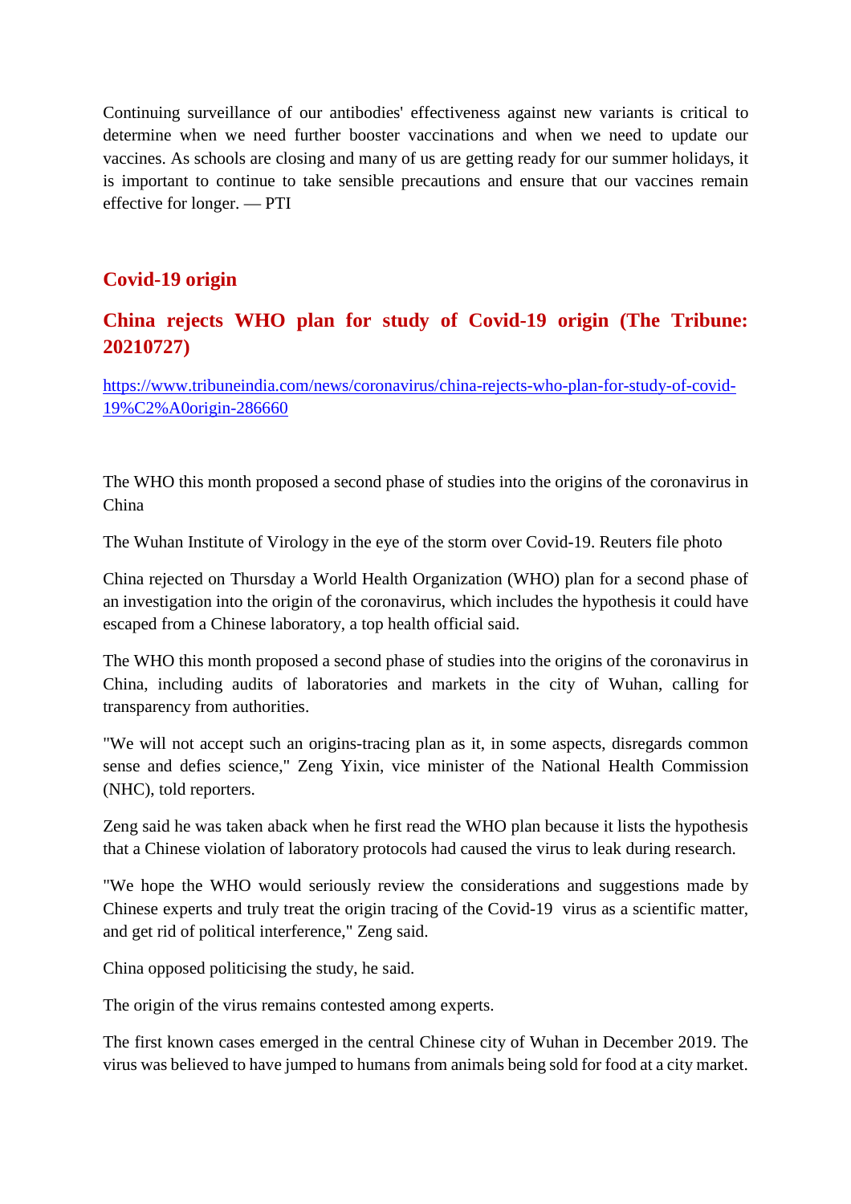Continuing surveillance of our antibodies' effectiveness against new variants is critical to determine when we need further booster vaccinations and when we need to update our vaccines. As schools are closing and many of us are getting ready for our summer holidays, it is important to continue to take sensible precautions and ensure that our vaccines remain effective for longer. — PTI

## Covid-19 origin

## China rejects WHO plan for study of Covid-19 origin (The Tribune: 20210727)

https://www.tribuneindia.com/news/coronavirus/china-rejects-who-plan-for-study-of-covid-19%C2%A0origin-286660

The WHO this month proposed a second phase of studies into the origins of the coronavirus in China

The Wuhan Institute of Virology in the eye of the storm over Covid-19. Reuters file photo

China rejected on Thursday a World Health Organization (WHO) plan for a second phase of an investigation into the origin of the coronavirus, which includes the hypothesis it could have escaped from a Chinese laboratory, a top health official said.

The WHO this month proposed a second phase of studies into the origins of the coronavirus in China, including audits of laboratories and markets in the city of Wuhan, calling for transparency from authorities.

"We will not accept such an origins-tracing plan as it, in some aspects, disregards common sense and defies science," Zeng Yixin, vice minister of the National Health Commission (NHC), told reporters.

Zeng said he was taken aback when he first read the WHO plan because it lists the hypothesis that a Chinese violation of laboratory protocols had caused the virus to leak during research.

"We hope the WHO would seriously review the considerations and suggestions made by Chinese experts and truly treat the origin tracing of the Covid-19 virus as a scientific matter, and get rid of political interference," Zeng said.

China opposed politicising the study, he said.

The origin of the virus remains contested among experts.

The first known cases emerged in the central Chinese city of Wuhan in December 2019. The virus was believed to have jumped to humans from animals being sold for food at a city market.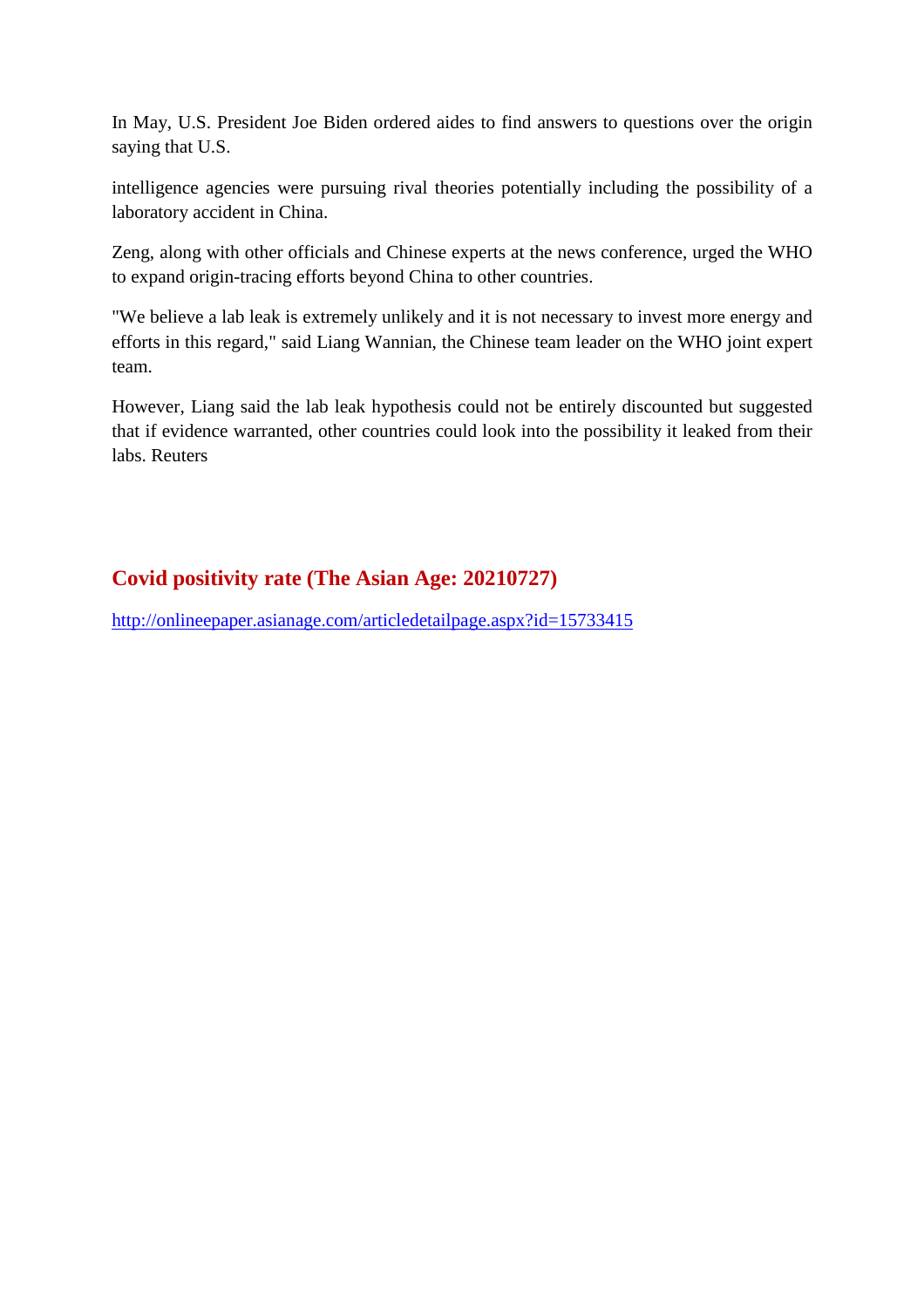In May, U.S. President Joe Biden ordered aides to find answers to questions over the origin saying that U.S.

intelligence agencies were pursuing rival theories potentially including the possibility of a laboratory accident in China.

Zeng, along with other officials and Chinese experts at the news conference, urged the WHO to expand origin-tracing efforts beyond China to other countries.

"We believe a lab leak is extremely unlikely and it is not necessary to invest more energy and efforts in this regard," said Liang Wannian, the Chinese team leader on the WHO joint expert team.

However, Liang said the lab leak hypothesis could not be entirely discounted but suggested that if evidence warranted, other countries could look into the possibility it leaked from their labs. Reuters

## Covid positivity rate (The Asian Age: 20210727)

http://onlineepaper.asianage.com/articledetailpage.aspx?id=15733415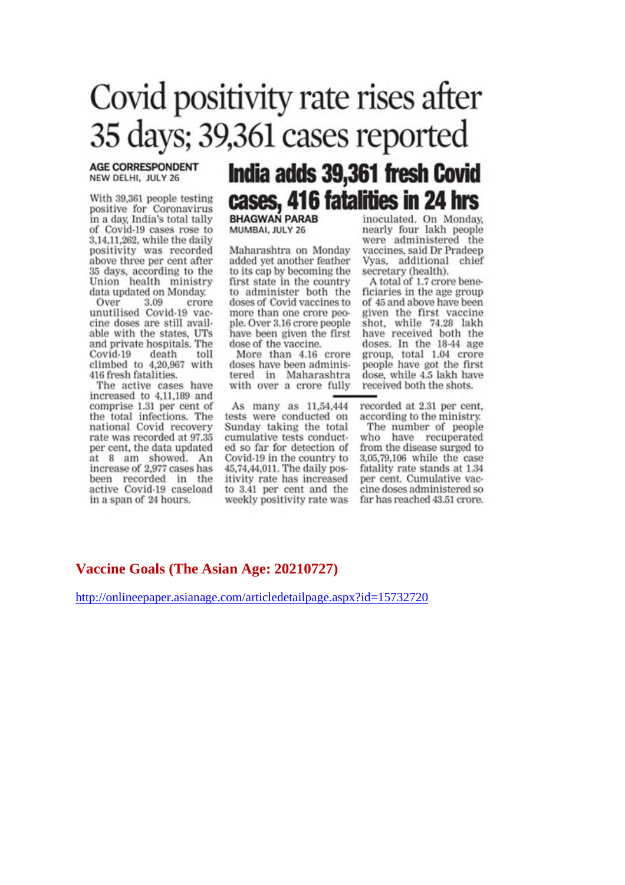# Covid positivity rate rises after 35 days; 39,361 cases reported

**AGE CORRESPONDENT**
NEW DELHI, JULY 26

With 39,361 people testing positive for Coronavirus in a day, India's total tally of Covid-19 cases rose to 3,14,11,262, while the daily positivity was recorded above three per cent after 35 days, according to the Union health ministry data updated on Monday.

Over 3.09 crore unutilised Covid-19 vaccine doses are still available with the states, UTs and private hospitals. The Covid-19 death toll climbed to 4,20,967 with 416 fresh fatalities.

The active cases have increased to 4,11,189 and comprise 1.31 per cent of the total infections. The national Covid recovery rate was recorded at 97.35 per cent, the data updated at 8 am showed. An increase of 2,977 cases has been recorded in the active Covid-19 caseload in a span of 24 hours.

As many as 11,54,444 tests were conducted on Sunday taking the total cumulative tests conducted so far for detection of Covid-19 in the country to 45,74,44,011. The daily positivity rate has increased to 3.41 per cent and the weekly positivity rate was recorded at 2.31 per cent, according to the ministry.

The number of people who have recuperated from the disease surged to 3,05,79,106 while the case fatality rate stands at 1.34 per cent. Cumulative vaccine doses administered so far has reached 43.51 crore.

## India adds 39,361 fresh Covid cases, 416 fatalities in 24 hrs

**BHAGWAN PARAB**
MUMBAI, JULY 26

Maharashtra on Monday added yet another feather to its cap by becoming the first state in the country to administer both the doses of Covid vaccines to more than one crore people. Over 3.16 crore people have been given the first dose of the vaccine.

More than 4.16 crore doses have been administered in Maharashtra with over a crore fully inoculated. On Monday, nearly four lakh people were administered the vaccines, said Dr Pradeep Vyas, additional chief secretary (health).

A total of 1.7 crore beneficiaries in the age group of 45 and above have been given the first vaccine shot, while 74.28 lakh have received both the doses. In the 18-44 age group, total 1.04 crore people have got the first dose, while 4.5 lakh have received both the shots.

**Vaccine Goals (The Asian Age: 20210727)**

http://onlineepaper.asianage.com/articledetailpage.aspx?id=15732720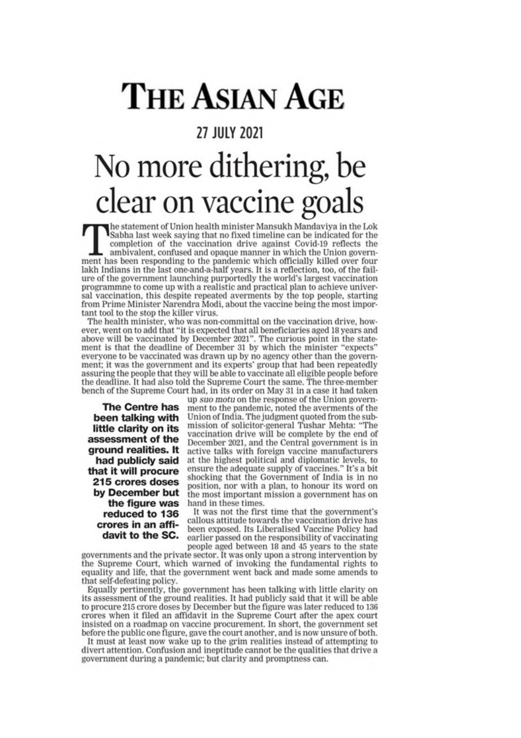# THE ASIAN AGE

## 27 JULY 2021

# No more dithering, be clear on vaccine goals

The statement of Union health minister Mansukh Mandaviya in the Lok Sabha last week saying that no fixed timeline can be indicated for the completion of the vaccination drive against Covid-19 reflects the ambivalent, confused and opaque manner in which the Union government has been responding to the pandemic which officially killed over four lakh Indians in the last one-and-a-half years. It is a reflection, too, of the failure of the government launching purportedly the world's largest vaccination programmne to come up with a realistic and practical plan to achieve universal vaccination, this despite repeated averments by the top people, starting from Prime Minister Narendra Modi, about the vaccine being the most important tool to the stop the killer virus.

The health minister, who was non-committal on the vaccination drive, however, went on to add that "it is expected that all beneficiaries aged 18 years and above will be vaccinated by December 2021". The curious point in the statement is that the deadline of December 31 by which the minister "expects" everyone to be vaccinated was drawn up by no agency other than the government; it was the government and its experts' group that had been repeatedly assuring the people that they will be able to vaccinate all eligible people before the deadline. It had also told the Supreme Court the same. The three-member bench of the Supreme Court had, in its order on May 31 in a case it had taken up *suo motu* on the response of the Union government to the pandemic, noted the averments of the Union of India. The judgment quoted from the submission of solicitor-general Tushar Mehta: "The vaccination drive will be complete by the end of December 2021, and the Central government is in active talks with foreign vaccine manufacturers at the highest political and diplomatic levels, to ensure the adequate supply of vaccines." It's a bit shocking that the Government of India is in no position, nor with a plan, to honour its word on the most important mission a government has on hand in these times.

> **The Centre has been talking with little clarity on its assessment of the ground realities. It had publicly said that it will procure 215 crores doses by December but the figure was reduced to 136 crores in an affidavit to the SC.**

It was not the first time that the government's callous attitude towards the vaccination drive has been exposed. Its Liberalised Vaccine Policy had earlier passed on the responsibility of vaccinating people aged between 18 and 45 years to the state governments and the private sector. It was only upon a strong intervention by the Supreme Court, which warned of invoking the fundamental rights to equality and life, that the government went back and made some amends to that self-defeating policy.

Equally pertinently, the government has been talking with little clarity on its assessment of the ground realities. It had publicly said that it will be able to procure 215 crore doses by December but the figure was later reduced to 136 crores when it filed an affidavit in the Supreme Court after the apex court insisted on a roadmap on vaccine procurement. In short, the government set before the public one figure, gave the court another, and is now unsure of both.

It must at least now wake up to the grim realities instead of attempting to divert attention. Confusion and ineptitude cannot be the qualities that drive a government during a pandemic; but clarity and promptness can.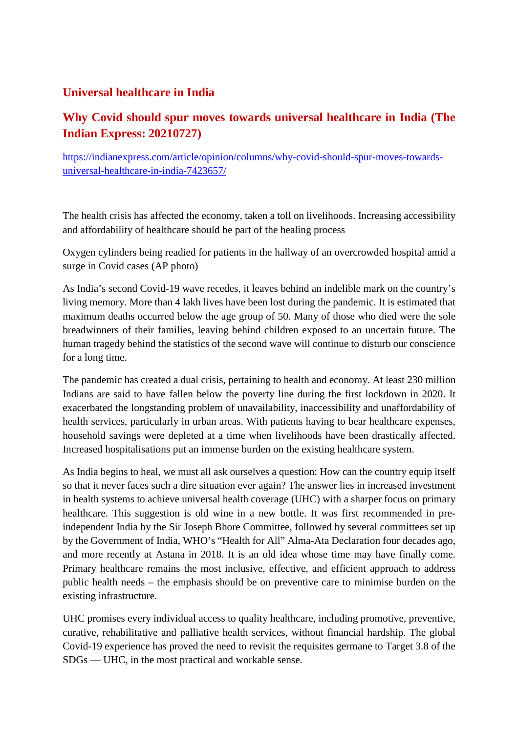## Universal healthcare in India

## Why Covid should spur moves towards universal healthcare in India (The Indian Express: 20210727)

https://indianexpress.com/article/opinion/columns/why-covid-should-spur-moves-towards-universal-healthcare-in-india-7423657/

The health crisis has affected the economy, taken a toll on livelihoods. Increasing accessibility and affordability of healthcare should be part of the healing process

Oxygen cylinders being readied for patients in the hallway of an overcrowded hospital amid a surge in Covid cases (AP photo)

As India's second Covid-19 wave recedes, it leaves behind an indelible mark on the country's living memory. More than 4 lakh lives have been lost during the pandemic. It is estimated that maximum deaths occurred below the age group of 50. Many of those who died were the sole breadwinners of their families, leaving behind children exposed to an uncertain future. The human tragedy behind the statistics of the second wave will continue to disturb our conscience for a long time.

The pandemic has created a dual crisis, pertaining to health and economy. At least 230 million Indians are said to have fallen below the poverty line during the first lockdown in 2020. It exacerbated the longstanding problem of unavailability, inaccessibility and unaffordability of health services, particularly in urban areas. With patients having to bear healthcare expenses, household savings were depleted at a time when livelihoods have been drastically affected. Increased hospitalisations put an immense burden on the existing healthcare system.

As India begins to heal, we must all ask ourselves a question: How can the country equip itself so that it never faces such a dire situation ever again? The answer lies in increased investment in health systems to achieve universal health coverage (UHC) with a sharper focus on primary healthcare. This suggestion is old wine in a new bottle. It was first recommended in pre-independent India by the Sir Joseph Bhore Committee, followed by several committees set up by the Government of India, WHO's "Health for All" Alma-Ata Declaration four decades ago, and more recently at Astana in 2018. It is an old idea whose time may have finally come. Primary healthcare remains the most inclusive, effective, and efficient approach to address public health needs – the emphasis should be on preventive care to minimise burden on the existing infrastructure.

UHC promises every individual access to quality healthcare, including promotive, preventive, curative, rehabilitative and palliative health services, without financial hardship. The global Covid-19 experience has proved the need to revisit the requisites germane to Target 3.8 of the SDGs — UHC, in the most practical and workable sense.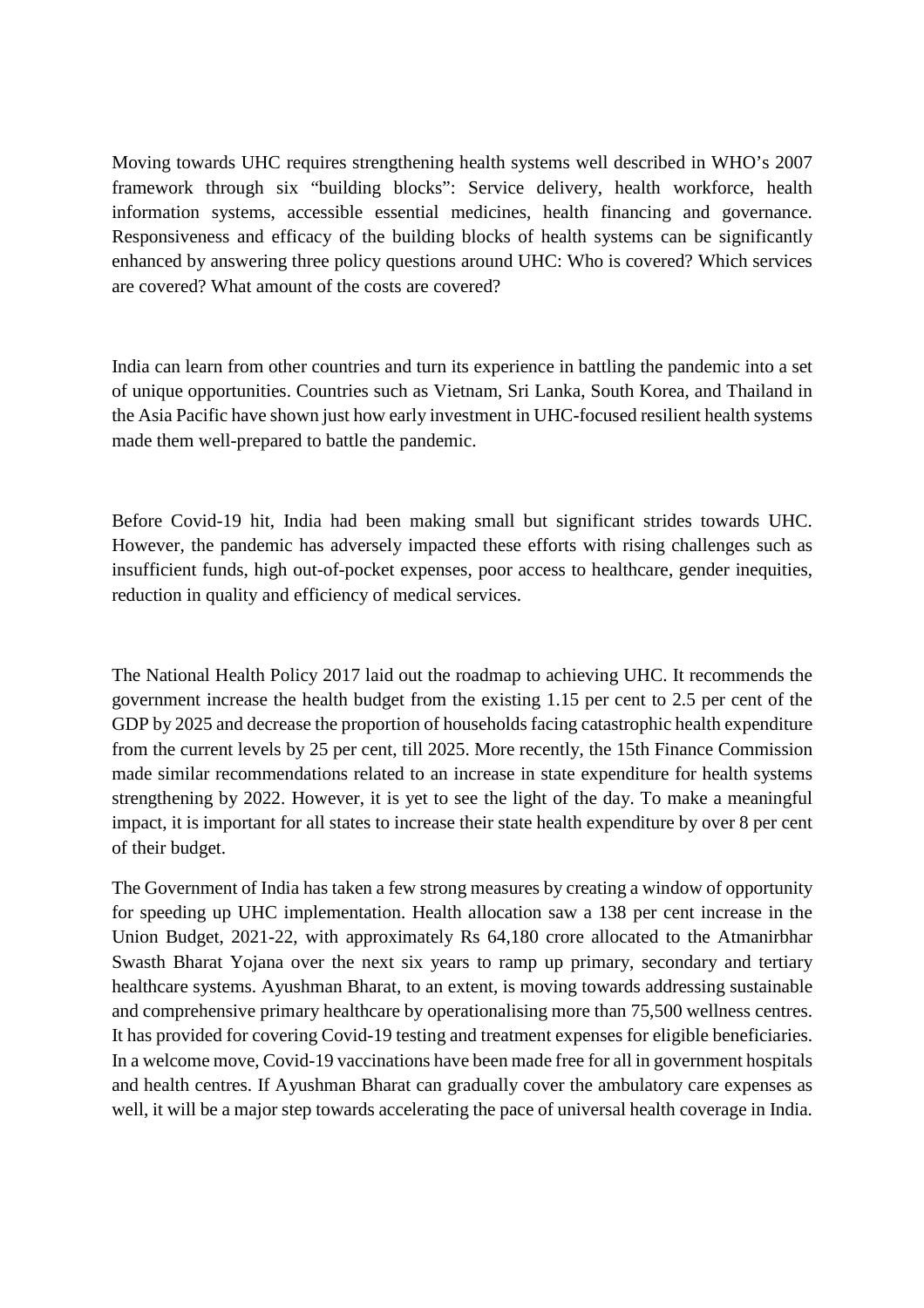Moving towards UHC requires strengthening health systems well described in WHO's 2007 framework through six "building blocks": Service delivery, health workforce, health information systems, accessible essential medicines, health financing and governance. Responsiveness and efficacy of the building blocks of health systems can be significantly enhanced by answering three policy questions around UHC: Who is covered? Which services are covered? What amount of the costs are covered?

India can learn from other countries and turn its experience in battling the pandemic into a set of unique opportunities. Countries such as Vietnam, Sri Lanka, South Korea, and Thailand in the Asia Pacific have shown just how early investment in UHC-focused resilient health systems made them well-prepared to battle the pandemic.

Before Covid-19 hit, India had been making small but significant strides towards UHC. However, the pandemic has adversely impacted these efforts with rising challenges such as insufficient funds, high out-of-pocket expenses, poor access to healthcare, gender inequities, reduction in quality and efficiency of medical services.

The National Health Policy 2017 laid out the roadmap to achieving UHC. It recommends the government increase the health budget from the existing 1.15 per cent to 2.5 per cent of the GDP by 2025 and decrease the proportion of households facing catastrophic health expenditure from the current levels by 25 per cent, till 2025. More recently, the 15th Finance Commission made similar recommendations related to an increase in state expenditure for health systems strengthening by 2022. However, it is yet to see the light of the day. To make a meaningful impact, it is important for all states to increase their state health expenditure by over 8 per cent of their budget.

The Government of India has taken a few strong measures by creating a window of opportunity for speeding up UHC implementation. Health allocation saw a 138 per cent increase in the Union Budget, 2021-22, with approximately Rs 64,180 crore allocated to the Atmanirbhar Swasth Bharat Yojana over the next six years to ramp up primary, secondary and tertiary healthcare systems. Ayushman Bharat, to an extent, is moving towards addressing sustainable and comprehensive primary healthcare by operationalising more than 75,500 wellness centres. It has provided for covering Covid-19 testing and treatment expenses for eligible beneficiaries. In a welcome move, Covid-19 vaccinations have been made free for all in government hospitals and health centres. If Ayushman Bharat can gradually cover the ambulatory care expenses as well, it will be a major step towards accelerating the pace of universal health coverage in India.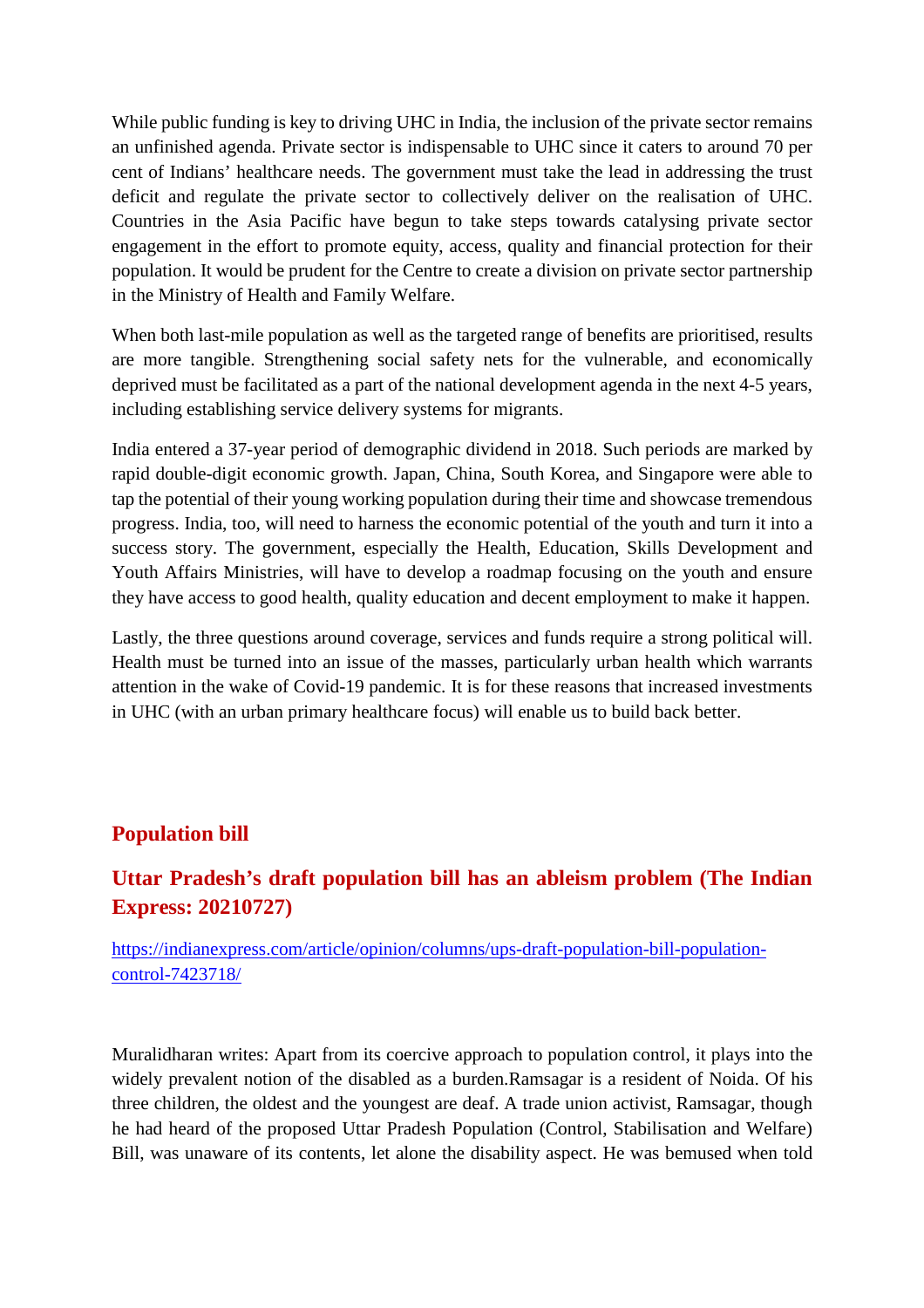While public funding is key to driving UHC in India, the inclusion of the private sector remains an unfinished agenda. Private sector is indispensable to UHC since it caters to around 70 per cent of Indians' healthcare needs. The government must take the lead in addressing the trust deficit and regulate the private sector to collectively deliver on the realisation of UHC. Countries in the Asia Pacific have begun to take steps towards catalysing private sector engagement in the effort to promote equity, access, quality and financial protection for their population. It would be prudent for the Centre to create a division on private sector partnership in the Ministry of Health and Family Welfare.

When both last-mile population as well as the targeted range of benefits are prioritised, results are more tangible. Strengthening social safety nets for the vulnerable, and economically deprived must be facilitated as a part of the national development agenda in the next 4-5 years, including establishing service delivery systems for migrants.

India entered a 37-year period of demographic dividend in 2018. Such periods are marked by rapid double-digit economic growth. Japan, China, South Korea, and Singapore were able to tap the potential of their young working population during their time and showcase tremendous progress. India, too, will need to harness the economic potential of the youth and turn it into a success story. The government, especially the Health, Education, Skills Development and Youth Affairs Ministries, will have to develop a roadmap focusing on the youth and ensure they have access to good health, quality education and decent employment to make it happen.

Lastly, the three questions around coverage, services and funds require a strong political will. Health must be turned into an issue of the masses, particularly urban health which warrants attention in the wake of Covid-19 pandemic. It is for these reasons that increased investments in UHC (with an urban primary healthcare focus) will enable us to build back better.

## Population bill

## Uttar Pradesh's draft population bill has an ableism problem (The Indian Express: 20210727)

https://indianexpress.com/article/opinion/columns/ups-draft-population-bill-population-control-7423718/

Muralidharan writes: Apart from its coercive approach to population control, it plays into the widely prevalent notion of the disabled as a burden.Ramsagar is a resident of Noida. Of his three children, the oldest and the youngest are deaf. A trade union activist, Ramsagar, though he had heard of the proposed Uttar Pradesh Population (Control, Stabilisation and Welfare) Bill, was unaware of its contents, let alone the disability aspect. He was bemused when told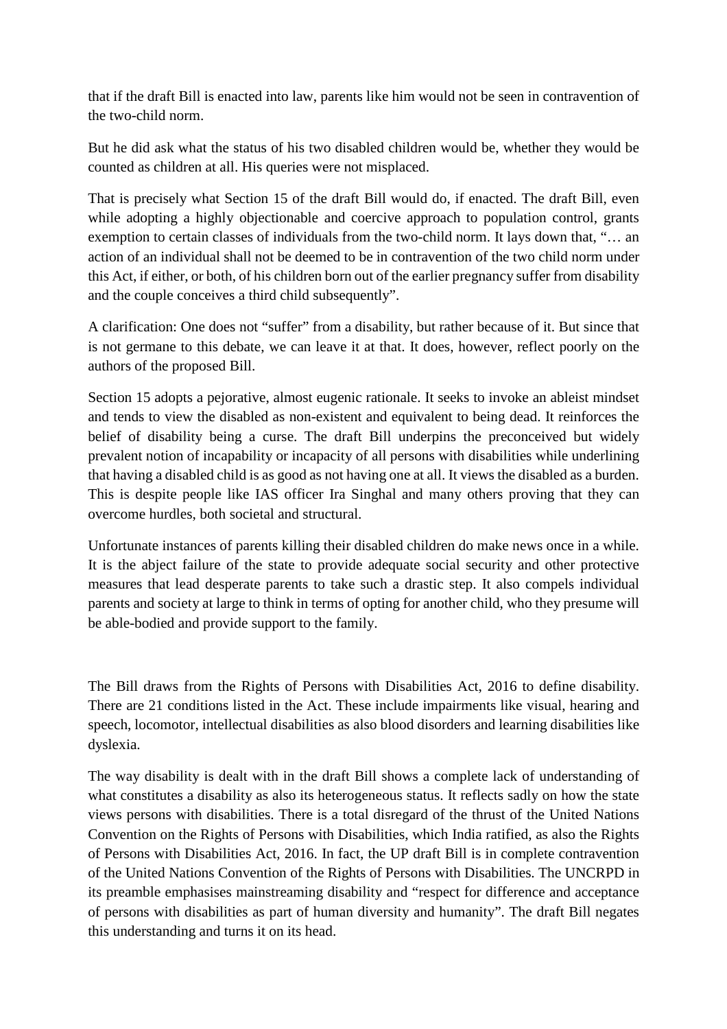that if the draft Bill is enacted into law, parents like him would not be seen in contravention of the two-child norm.

But he did ask what the status of his two disabled children would be, whether they would be counted as children at all. His queries were not misplaced.

That is precisely what Section 15 of the draft Bill would do, if enacted. The draft Bill, even while adopting a highly objectionable and coercive approach to population control, grants exemption to certain classes of individuals from the two-child norm. It lays down that, "… an action of an individual shall not be deemed to be in contravention of the two child norm under this Act, if either, or both, of his children born out of the earlier pregnancy suffer from disability and the couple conceives a third child subsequently".

A clarification: One does not "suffer" from a disability, but rather because of it. But since that is not germane to this debate, we can leave it at that. It does, however, reflect poorly on the authors of the proposed Bill.

Section 15 adopts a pejorative, almost eugenic rationale. It seeks to invoke an ableist mindset and tends to view the disabled as non-existent and equivalent to being dead. It reinforces the belief of disability being a curse. The draft Bill underpins the preconceived but widely prevalent notion of incapability or incapacity of all persons with disabilities while underlining that having a disabled child is as good as not having one at all. It views the disabled as a burden. This is despite people like IAS officer Ira Singhal and many others proving that they can overcome hurdles, both societal and structural.

Unfortunate instances of parents killing their disabled children do make news once in a while. It is the abject failure of the state to provide adequate social security and other protective measures that lead desperate parents to take such a drastic step. It also compels individual parents and society at large to think in terms of opting for another child, who they presume will be able-bodied and provide support to the family.

The Bill draws from the Rights of Persons with Disabilities Act, 2016 to define disability. There are 21 conditions listed in the Act. These include impairments like visual, hearing and speech, locomotor, intellectual disabilities as also blood disorders and learning disabilities like dyslexia.

The way disability is dealt with in the draft Bill shows a complete lack of understanding of what constitutes a disability as also its heterogeneous status. It reflects sadly on how the state views persons with disabilities. There is a total disregard of the thrust of the United Nations Convention on the Rights of Persons with Disabilities, which India ratified, as also the Rights of Persons with Disabilities Act, 2016. In fact, the UP draft Bill is in complete contravention of the United Nations Convention of the Rights of Persons with Disabilities. The UNCRPD in its preamble emphasises mainstreaming disability and "respect for difference and acceptance of persons with disabilities as part of human diversity and humanity". The draft Bill negates this understanding and turns it on its head.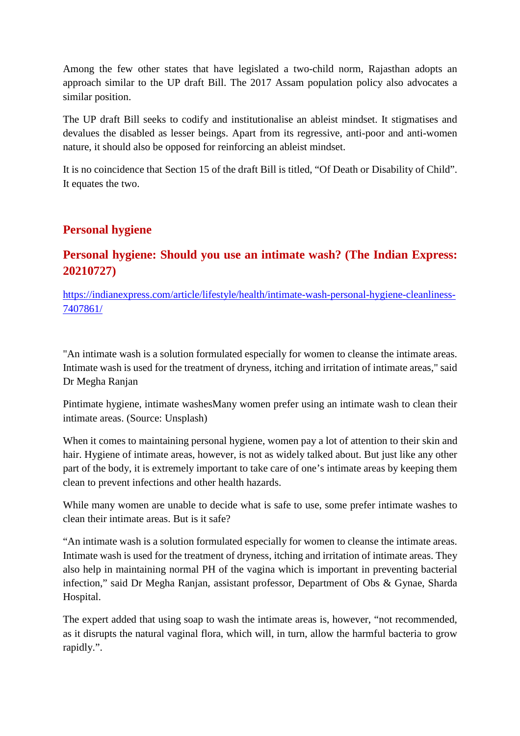Among the few other states that have legislated a two-child norm, Rajasthan adopts an approach similar to the UP draft Bill. The 2017 Assam population policy also advocates a similar position.

The UP draft Bill seeks to codify and institutionalise an ableist mindset. It stigmatises and devalues the disabled as lesser beings. Apart from its regressive, anti-poor and anti-women nature, it should also be opposed for reinforcing an ableist mindset.

It is no coincidence that Section 15 of the draft Bill is titled, "Of Death or Disability of Child". It equates the two.

## Personal hygiene

## Personal hygiene: Should you use an intimate wash? (The Indian Express: 20210727)

https://indianexpress.com/article/lifestyle/health/intimate-wash-personal-hygiene-cleanliness-7407861/

"An intimate wash is a solution formulated especially for women to cleanse the intimate areas. Intimate wash is used for the treatment of dryness, itching and irritation of intimate areas," said Dr Megha Ranjan

Pintimate hygiene, intimate washesMany women prefer using an intimate wash to clean their intimate areas. (Source: Unsplash)

When it comes to maintaining personal hygiene, women pay a lot of attention to their skin and hair. Hygiene of intimate areas, however, is not as widely talked about. But just like any other part of the body, it is extremely important to take care of one's intimate areas by keeping them clean to prevent infections and other health hazards.

While many women are unable to decide what is safe to use, some prefer intimate washes to clean their intimate areas. But is it safe?

"An intimate wash is a solution formulated especially for women to cleanse the intimate areas. Intimate wash is used for the treatment of dryness, itching and irritation of intimate areas. They also help in maintaining normal PH of the vagina which is important in preventing bacterial infection," said Dr Megha Ranjan, assistant professor, Department of Obs & Gynae, Sharda Hospital.

The expert added that using soap to wash the intimate areas is, however, "not recommended, as it disrupts the natural vaginal flora, which will, in turn, allow the harmful bacteria to grow rapidly.".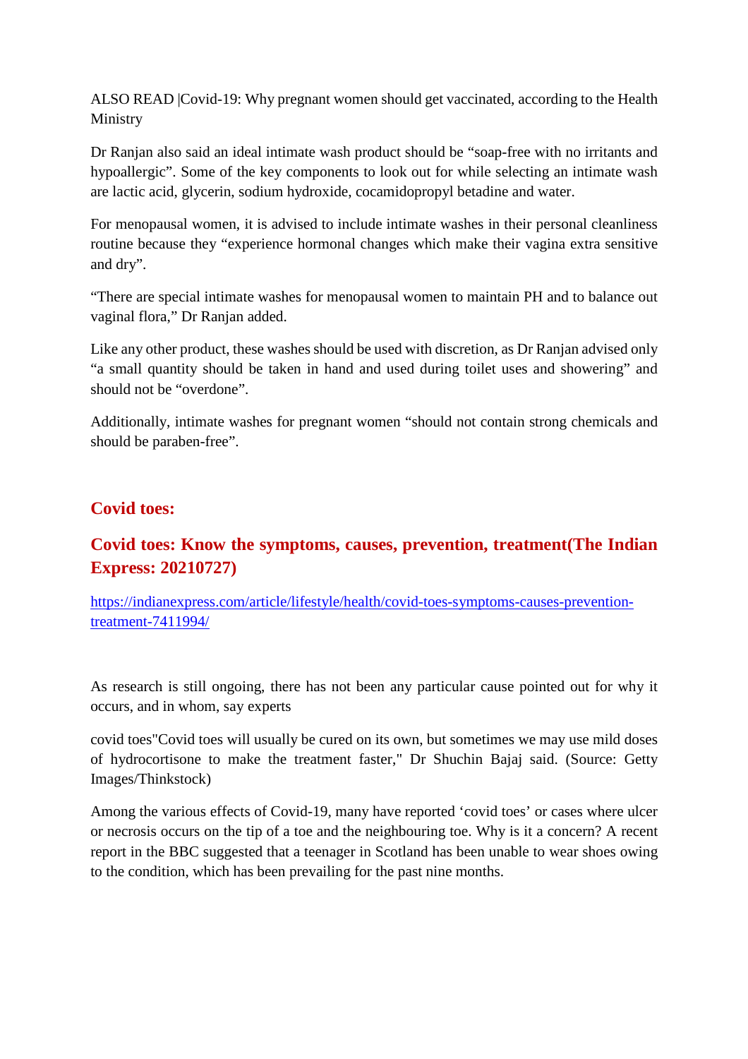ALSO READ |Covid-19: Why pregnant women should get vaccinated, according to the Health Ministry

Dr Ranjan also said an ideal intimate wash product should be "soap-free with no irritants and hypoallergic". Some of the key components to look out for while selecting an intimate wash are lactic acid, glycerin, sodium hydroxide, cocamidopropyl betadine and water.

For menopausal women, it is advised to include intimate washes in their personal cleanliness routine because they "experience hormonal changes which make their vagina extra sensitive and dry".

"There are special intimate washes for menopausal women to maintain PH and to balance out vaginal flora," Dr Ranjan added.

Like any other product, these washes should be used with discretion, as Dr Ranjan advised only "a small quantity should be taken in hand and used during toilet uses and showering" and should not be "overdone".

Additionally, intimate washes for pregnant women "should not contain strong chemicals and should be paraben-free".

## Covid toes:

## Covid toes: Know the symptoms, causes, prevention, treatment(The Indian Express: 20210727)

https://indianexpress.com/article/lifestyle/health/covid-toes-symptoms-causes-prevention-treatment-7411994/

As research is still ongoing, there has not been any particular cause pointed out for why it occurs, and in whom, say experts

covid toes"Covid toes will usually be cured on its own, but sometimes we may use mild doses of hydrocortisone to make the treatment faster," Dr Shuchin Bajaj said. (Source: Getty Images/Thinkstock)

Among the various effects of Covid-19, many have reported 'covid toes' or cases where ulcer or necrosis occurs on the tip of a toe and the neighbouring toe. Why is it a concern? A recent report in the BBC suggested that a teenager in Scotland has been unable to wear shoes owing to the condition, which has been prevailing for the past nine months.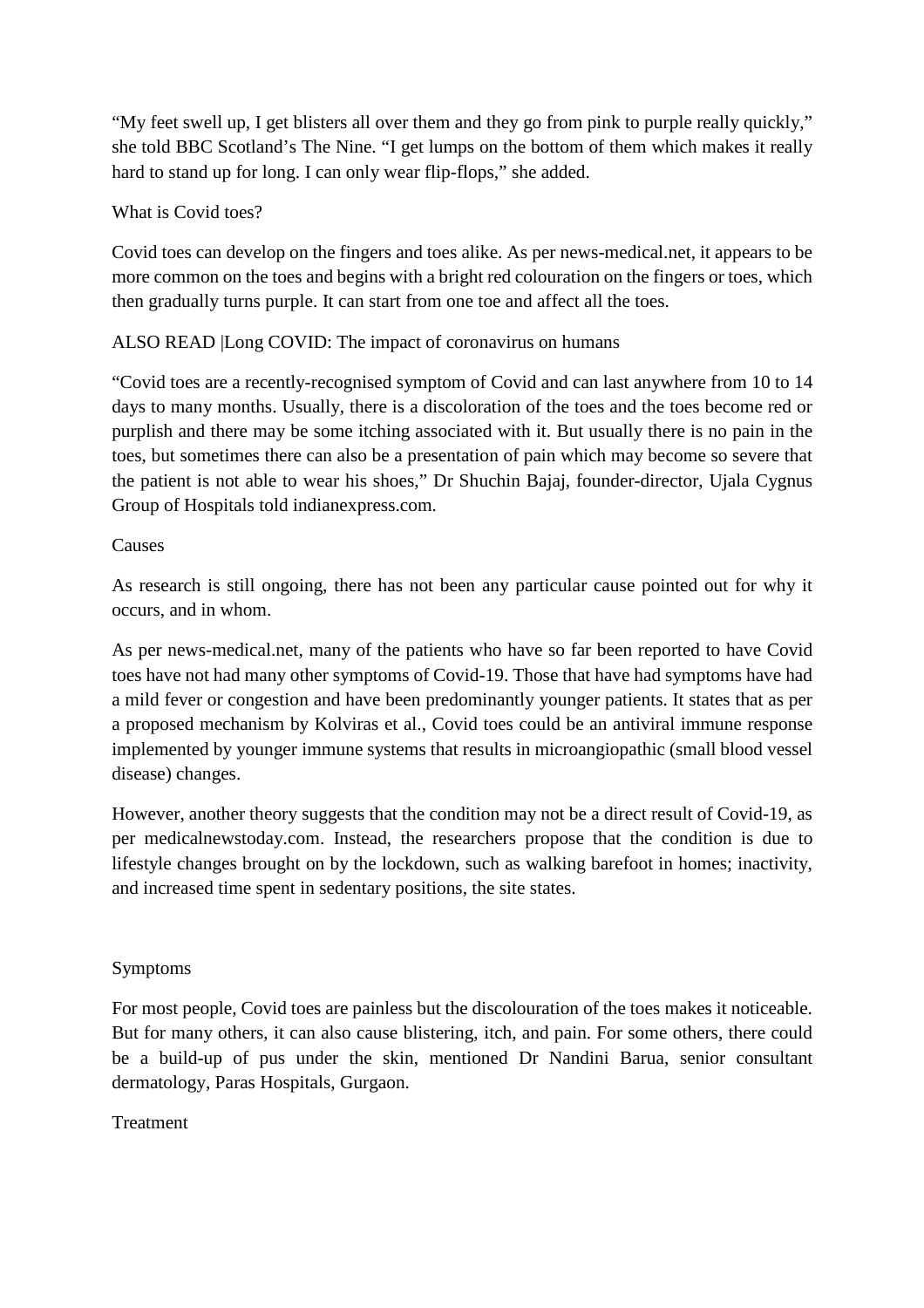"My feet swell up, I get blisters all over them and they go from pink to purple really quickly," she told BBC Scotland's The Nine. "I get lumps on the bottom of them which makes it really hard to stand up for long. I can only wear flip-flops," she added.

## What is Covid toes?

Covid toes can develop on the fingers and toes alike. As per news-medical.net, it appears to be more common on the toes and begins with a bright red colouration on the fingers or toes, which then gradually turns purple. It can start from one toe and affect all the toes.

ALSO READ |Long COVID: The impact of coronavirus on humans

"Covid toes are a recently-recognised symptom of Covid and can last anywhere from 10 to 14 days to many months. Usually, there is a discoloration of the toes and the toes become red or purplish and there may be some itching associated with it. But usually there is no pain in the toes, but sometimes there can also be a presentation of pain which may become so severe that the patient is not able to wear his shoes," Dr Shuchin Bajaj, founder-director, Ujala Cygnus Group of Hospitals told indianexpress.com.

## Causes

As research is still ongoing, there has not been any particular cause pointed out for why it occurs, and in whom.

As per news-medical.net, many of the patients who have so far been reported to have Covid toes have not had many other symptoms of Covid-19. Those that have had symptoms have had a mild fever or congestion and have been predominantly younger patients. It states that as per a proposed mechanism by Kolviras et al., Covid toes could be an antiviral immune response implemented by younger immune systems that results in microangiopathic (small blood vessel disease) changes.

However, another theory suggests that the condition may not be a direct result of Covid-19, as per medicalnewstoday.com. Instead, the researchers propose that the condition is due to lifestyle changes brought on by the lockdown, such as walking barefoot in homes; inactivity, and increased time spent in sedentary positions, the site states.

## Symptoms

For most people, Covid toes are painless but the discolouration of the toes makes it noticeable. But for many others, it can also cause blistering, itch, and pain. For some others, there could be a build-up of pus under the skin, mentioned Dr Nandini Barua, senior consultant dermatology, Paras Hospitals, Gurgaon.

## Treatment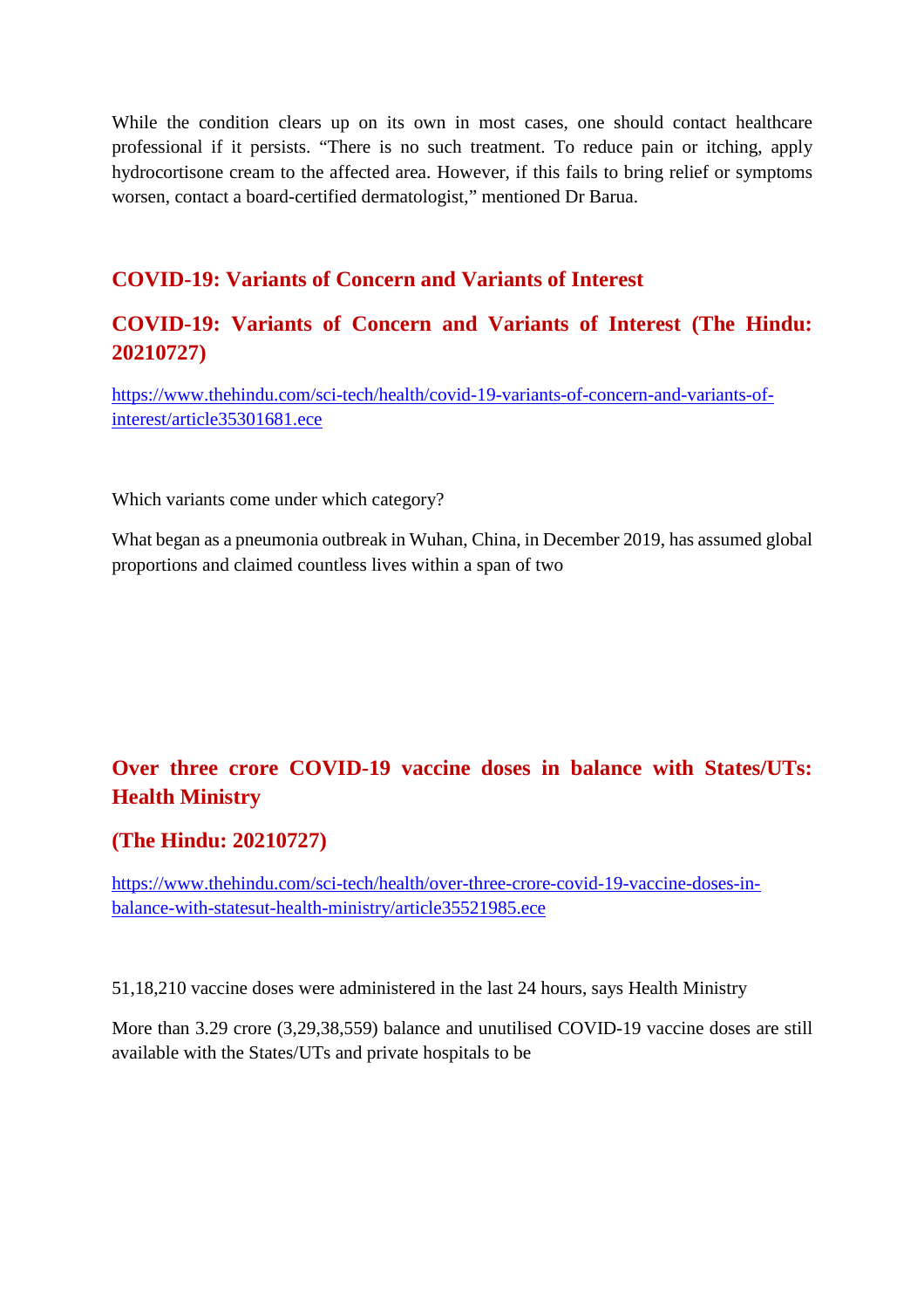While the condition clears up on its own in most cases, one should contact healthcare professional if it persists. "There is no such treatment. To reduce pain or itching, apply hydrocortisone cream to the affected area. However, if this fails to bring relief or symptoms worsen, contact a board-certified dermatologist," mentioned Dr Barua.

## COVID-19: Variants of Concern and Variants of Interest

## COVID-19: Variants of Concern and Variants of Interest (The Hindu: 20210727)

https://www.thehindu.com/sci-tech/health/covid-19-variants-of-concern-and-variants-of-interest/article35301681.ece

Which variants come under which category?

What began as a pneumonia outbreak in Wuhan, China, in December 2019, has assumed global proportions and claimed countless lives within a span of two

## Over three crore COVID-19 vaccine doses in balance with States/UTs: Health Ministry

## (The Hindu: 20210727)

https://www.thehindu.com/sci-tech/health/over-three-crore-covid-19-vaccine-doses-in-balance-with-statesut-health-ministry/article35521985.ece

51,18,210 vaccine doses were administered in the last 24 hours, says Health Ministry

More than 3.29 crore (3,29,38,559) balance and unutilised COVID-19 vaccine doses are still available with the States/UTs and private hospitals to be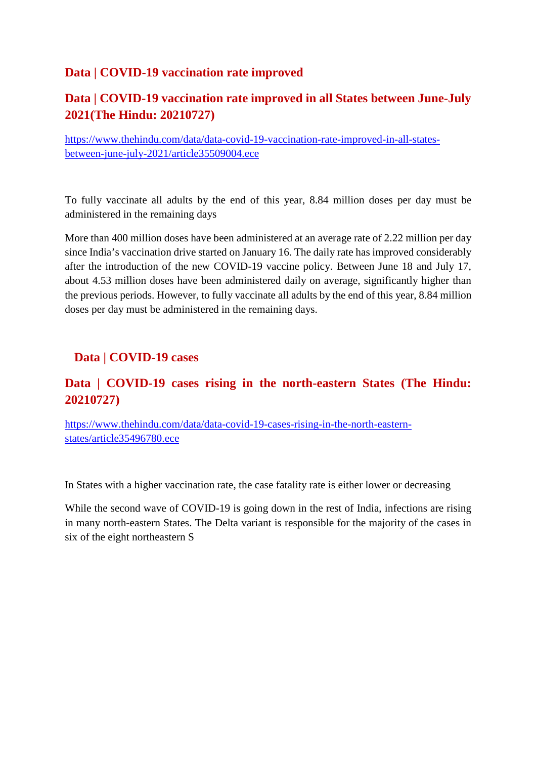## Data | COVID-19 vaccination rate improved

## Data | COVID-19 vaccination rate improved in all States between June-July 2021(The Hindu: 20210727)

https://www.thehindu.com/data/data-covid-19-vaccination-rate-improved-in-all-states-between-june-july-2021/article35509004.ece

To fully vaccinate all adults by the end of this year, 8.84 million doses per day must be administered in the remaining days

More than 400 million doses have been administered at an average rate of 2.22 million per day since India's vaccination drive started on January 16. The daily rate has improved considerably after the introduction of the new COVID-19 vaccine policy. Between June 18 and July 17, about 4.53 million doses have been administered daily on average, significantly higher than the previous periods. However, to fully vaccinate all adults by the end of this year, 8.84 million doses per day must be administered in the remaining days.

## Data | COVID-19 cases

## Data | COVID-19 cases rising in the north-eastern States (The Hindu: 20210727)

https://www.thehindu.com/data/data-covid-19-cases-rising-in-the-north-eastern-states/article35496780.ece

In States with a higher vaccination rate, the case fatality rate is either lower or decreasing

While the second wave of COVID-19 is going down in the rest of India, infections are rising in many north-eastern States. The Delta variant is responsible for the majority of the cases in six of the eight northeastern S